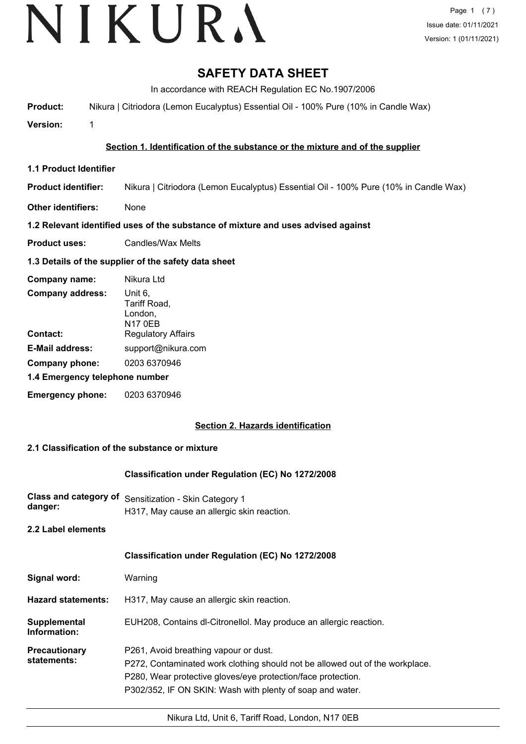# SAFETY DATA SHEET

In accordance with REACH Regulation EC No.1907/2006

**Product:** Nikura | Citriodora (Lemon Eucalyptus) Essential Oil - 100% Pure (10% in Candle Wax)

**Version:** 1

## Section 1. Identification of the substance or the mixture and of the supplier

### 1.1 Product Identifier

**Product identifier:** Nikura | Citriodora (Lemon Eucalyptus) Essential Oil - 100% Pure (10% in Candle Wax)

**Other identifiers:** None

### 1.2 Relevant identified uses of the substance of mixture and uses advised against

**Product uses:** Candles/Wax Melts

### 1.3 Details of the supplier of the safety data sheet

**Company name:** Nikura Ltd

**Company address:** Unit 6, Tariff Road, London, N17 0EB

**Contact:** Regulatory Affairs

**E-Mail address:** support@nikura.com

**Company phone:** 0203 6370946

### 1.4 Emergency telephone number

**Emergency phone:** 0203 6370946

## Section 2. Hazards identification

### 2.1 Classification of the substance or mixture

**Classification under Regulation (EC) No 1272/2008**

**Class and category of danger:** Sensitization - Skin Category 1
H317, May cause an allergic skin reaction.

### 2.2 Label elements

**Classification under Regulation (EC) No 1272/2008**

**Signal word:** Warning

**Hazard statements:** H317, May cause an allergic skin reaction.

**Supplemental Information:** EUH208, Contains dl-Citronellol. May produce an allergic reaction.

**Precautionary statements:**
P261, Avoid breathing vapour or dust.
P272, Contaminated work clothing should not be allowed out of the workplace.
P280, Wear protective gloves/eye protection/face protection.
P302/352, IF ON SKIN: Wash with plenty of soap and water.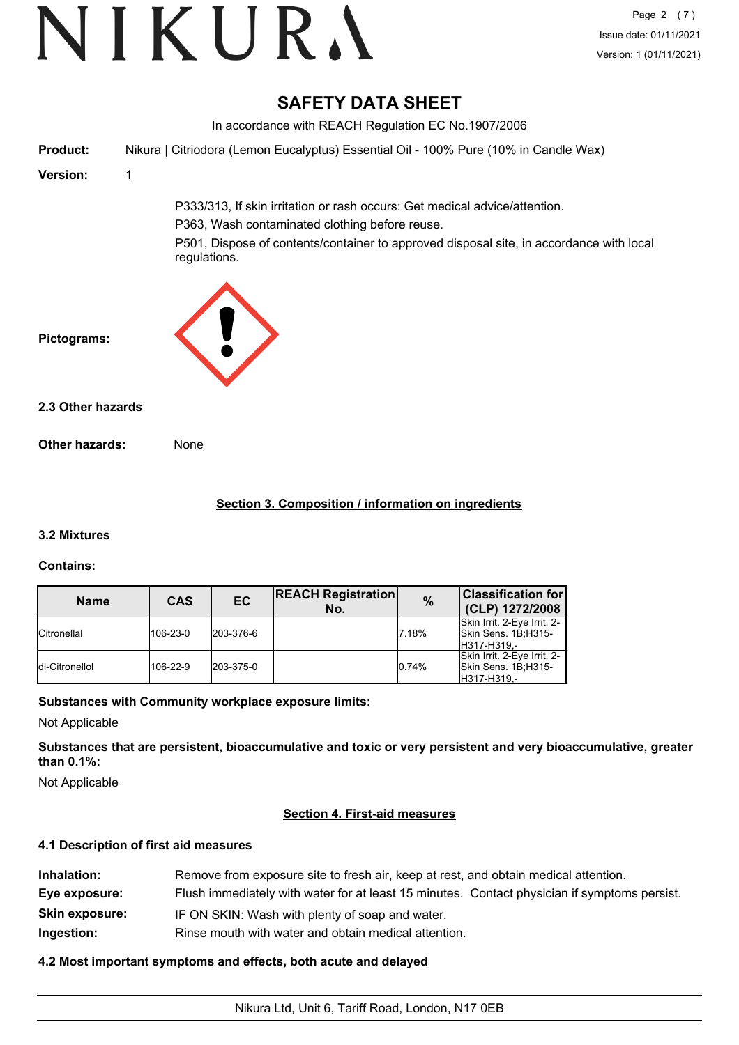# SAFETY DATA SHEET

In accordance with REACH Regulation EC No.1907/2006

**Product:** Nikura | Citriodora (Lemon Eucalyptus) Essential Oil - 100% Pure (10% in Candle Wax)

**Version:** 1

P333/313, If skin irritation or rash occurs: Get medical advice/attention.

P363, Wash contaminated clothing before reuse.

P501, Dispose of contents/container to approved disposal site, in accordance with local regulations.

**Pictograms:**

### 2.3 Other hazards

**Other hazards:** None

## Section 3. Composition / information on ingredients

### 3.2 Mixtures

**Contains:**

| Name | CAS | EC | REACH Registration No. | % | Classification for (CLP) 1272/2008 |
|---|---|---|---|---|---|
| Citronellal | 106-23-0 | 203-376-6 | | 7.18% | Skin Irrit. 2-Eye Irrit. 2-Skin Sens. 1B;H315-H317-H319,- |
| dl-Citronellol | 106-22-9 | 203-375-0 | | 0.74% | Skin Irrit. 2-Eye Irrit. 2-Skin Sens. 1B;H315-H317-H319,- |

**Substances with Community workplace exposure limits:**

Not Applicable

**Substances that are persistent, bioaccumulative and toxic or very persistent and very bioaccumulative, greater than 0.1%:**

Not Applicable

## Section 4. First-aid measures

### 4.1 Description of first aid measures

**Inhalation:** Remove from exposure site to fresh air, keep at rest, and obtain medical attention.

**Eye exposure:** Flush immediately with water for at least 15 minutes. Contact physician if symptoms persist.

**Skin exposure:** IF ON SKIN: Wash with plenty of soap and water.

**Ingestion:** Rinse mouth with water and obtain medical attention.

### 4.2 Most important symptoms and effects, both acute and delayed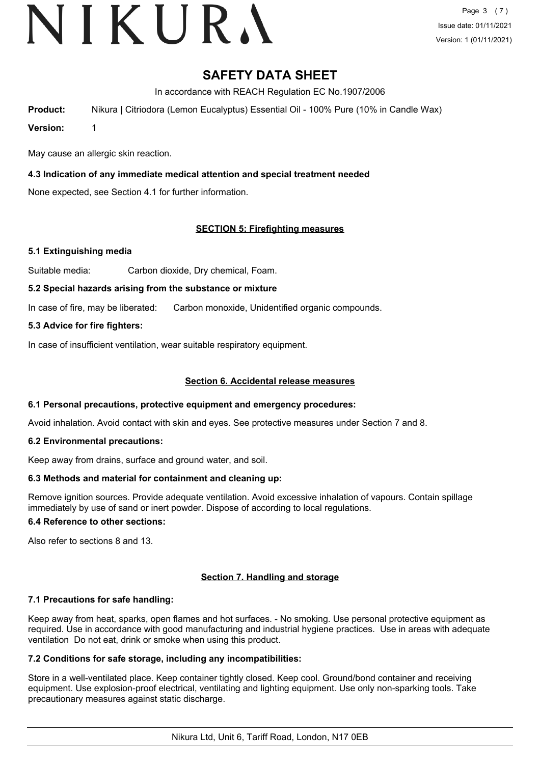# SAFETY DATA SHEET

In accordance with REACH Regulation EC No.1907/2006

**Product:** Nikura | Citriodora (Lemon Eucalyptus) Essential Oil - 100% Pure (10% in Candle Wax)

**Version:** 1

May cause an allergic skin reaction.

### 4.3 Indication of any immediate medical attention and special treatment needed

None expected, see Section 4.1 for further information.

## SECTION 5: Firefighting measures

### 5.1 Extinguishing media

Suitable media: Carbon dioxide, Dry chemical, Foam.

### 5.2 Special hazards arising from the substance or mixture

In case of fire, may be liberated: Carbon monoxide, Unidentified organic compounds.

### 5.3 Advice for fire fighters:

In case of insufficient ventilation, wear suitable respiratory equipment.

## Section 6. Accidental release measures

### 6.1 Personal precautions, protective equipment and emergency procedures:

Avoid inhalation. Avoid contact with skin and eyes. See protective measures under Section 7 and 8.

### 6.2 Environmental precautions:

Keep away from drains, surface and ground water, and soil.

### 6.3 Methods and material for containment and cleaning up:

Remove ignition sources. Provide adequate ventilation. Avoid excessive inhalation of vapours. Contain spillage immediately by use of sand or inert powder. Dispose of according to local regulations.

### 6.4 Reference to other sections:

Also refer to sections 8 and 13.

## Section 7. Handling and storage

### 7.1 Precautions for safe handling:

Keep away from heat, sparks, open flames and hot surfaces. - No smoking. Use personal protective equipment as required. Use in accordance with good manufacturing and industrial hygiene practices. Use in areas with adequate ventilation Do not eat, drink or smoke when using this product.

### 7.2 Conditions for safe storage, including any incompatibilities:

Store in a well-ventilated place. Keep container tightly closed. Keep cool. Ground/bond container and receiving equipment. Use explosion-proof electrical, ventilating and lighting equipment. Use only non-sparking tools. Take precautionary measures against static discharge.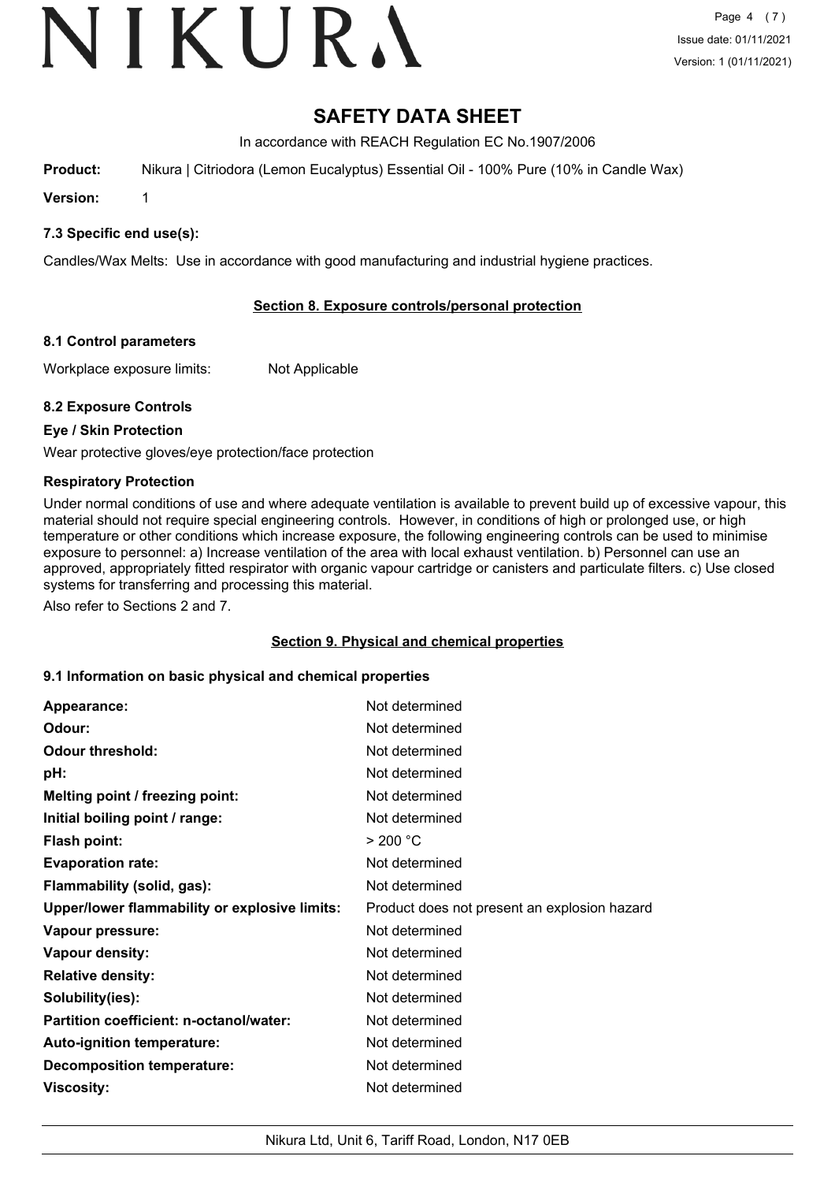# SAFETY DATA SHEET

In accordance with REACH Regulation EC No.1907/2006

**Product:** Nikura | Citriodora (Lemon Eucalyptus) Essential Oil - 100% Pure (10% in Candle Wax)

**Version:** 1

### 7.3 Specific end use(s):

Candles/Wax Melts: Use in accordance with good manufacturing and industrial hygiene practices.

## Section 8. Exposure controls/personal protection

### 8.1 Control parameters

Workplace exposure limits: Not Applicable

### 8.2 Exposure Controls

**Eye / Skin Protection**

Wear protective gloves/eye protection/face protection

**Respiratory Protection**

Under normal conditions of use and where adequate ventilation is available to prevent build up of excessive vapour, this material should not require special engineering controls. However, in conditions of high or prolonged use, or high temperature or other conditions which increase exposure, the following engineering controls can be used to minimise exposure to personnel: a) Increase ventilation of the area with local exhaust ventilation. b) Personnel can use an approved, appropriately fitted respirator with organic vapour cartridge or canisters and particulate filters. c) Use closed systems for transferring and processing this material.

Also refer to Sections 2 and 7.

## Section 9. Physical and chemical properties

### 9.1 Information on basic physical and chemical properties

| Property | Value |
|---|---|
| **Appearance:** | Not determined |
| **Odour:** | Not determined |
| **Odour threshold:** | Not determined |
| **pH:** | Not determined |
| **Melting point / freezing point:** | Not determined |
| **Initial boiling point / range:** | Not determined |
| **Flash point:** | > 200 °C |
| **Evaporation rate:** | Not determined |
| **Flammability (solid, gas):** | Not determined |
| **Upper/lower flammability or explosive limits:** | Product does not present an explosion hazard |
| **Vapour pressure:** | Not determined |
| **Vapour density:** | Not determined |
| **Relative density:** | Not determined |
| **Solubility(ies):** | Not determined |
| **Partition coefficient: n-octanol/water:** | Not determined |
| **Auto-ignition temperature:** | Not determined |
| **Decomposition temperature:** | Not determined |
| **Viscosity:** | Not determined |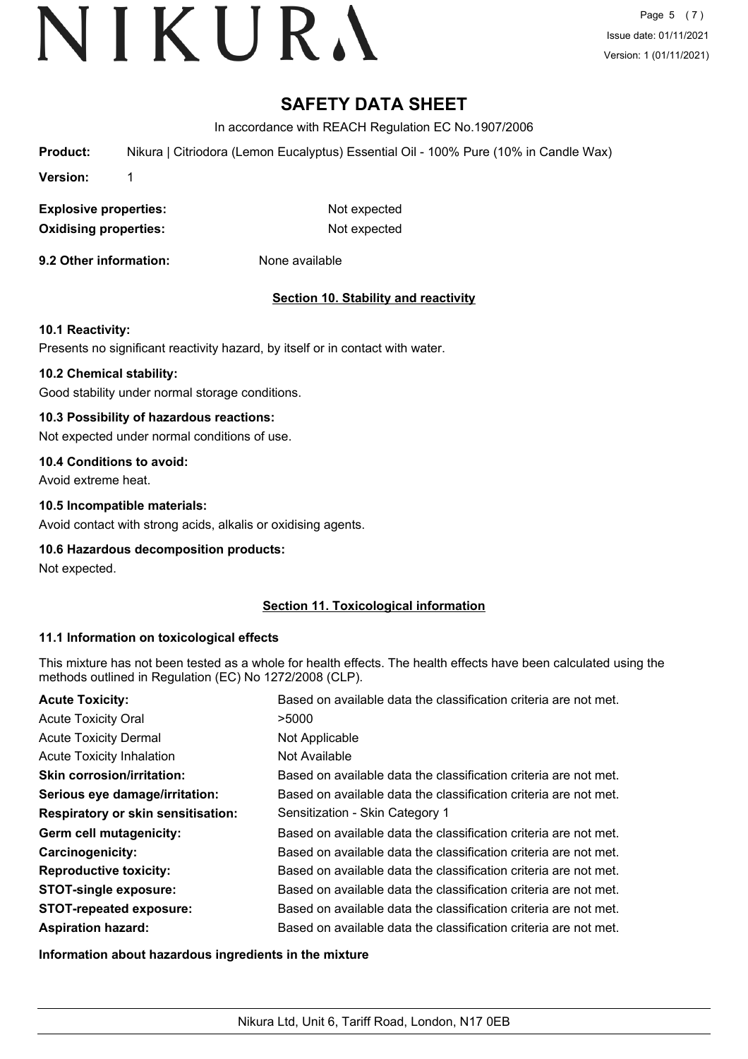# SAFETY DATA SHEET

In accordance with REACH Regulation EC No.1907/2006

**Product:** Nikura | Citriodora (Lemon Eucalyptus) Essential Oil - 100% Pure (10% in Candle Wax)

**Version:** 1

**Explosive properties:** Not expected

**Oxidising properties:** Not expected

**9.2 Other information:** None available

## Section 10. Stability and reactivity

**10.1 Reactivity:**

Presents no significant reactivity hazard, by itself or in contact with water.

**10.2 Chemical stability:**

Good stability under normal storage conditions.

**10.3 Possibility of hazardous reactions:**

Not expected under normal conditions of use.

**10.4 Conditions to avoid:**

Avoid extreme heat.

**10.5 Incompatible materials:**

Avoid contact with strong acids, alkalis or oxidising agents.

**10.6 Hazardous decomposition products:**

Not expected.

## Section 11. Toxicological information

**11.1 Information on toxicological effects**

This mixture has not been tested as a whole for health effects. The health effects have been calculated using the methods outlined in Regulation (EC) No 1272/2008 (CLP).

| | |
|---|---|
| **Acute Toxicity:** | Based on available data the classification criteria are not met. |
| Acute Toxicity Oral | >5000 |
| Acute Toxicity Dermal | Not Applicable |
| Acute Toxicity Inhalation | Not Available |
| **Skin corrosion/irritation:** | Based on available data the classification criteria are not met. |
| **Serious eye damage/irritation:** | Based on available data the classification criteria are not met. |
| **Respiratory or skin sensitisation:** | Sensitization - Skin Category 1 |
| **Germ cell mutagenicity:** | Based on available data the classification criteria are not met. |
| **Carcinogenicity:** | Based on available data the classification criteria are not met. |
| **Reproductive toxicity:** | Based on available data the classification criteria are not met. |
| **STOT-single exposure:** | Based on available data the classification criteria are not met. |
| **STOT-repeated exposure:** | Based on available data the classification criteria are not met. |
| **Aspiration hazard:** | Based on available data the classification criteria are not met. |

**Information about hazardous ingredients in the mixture**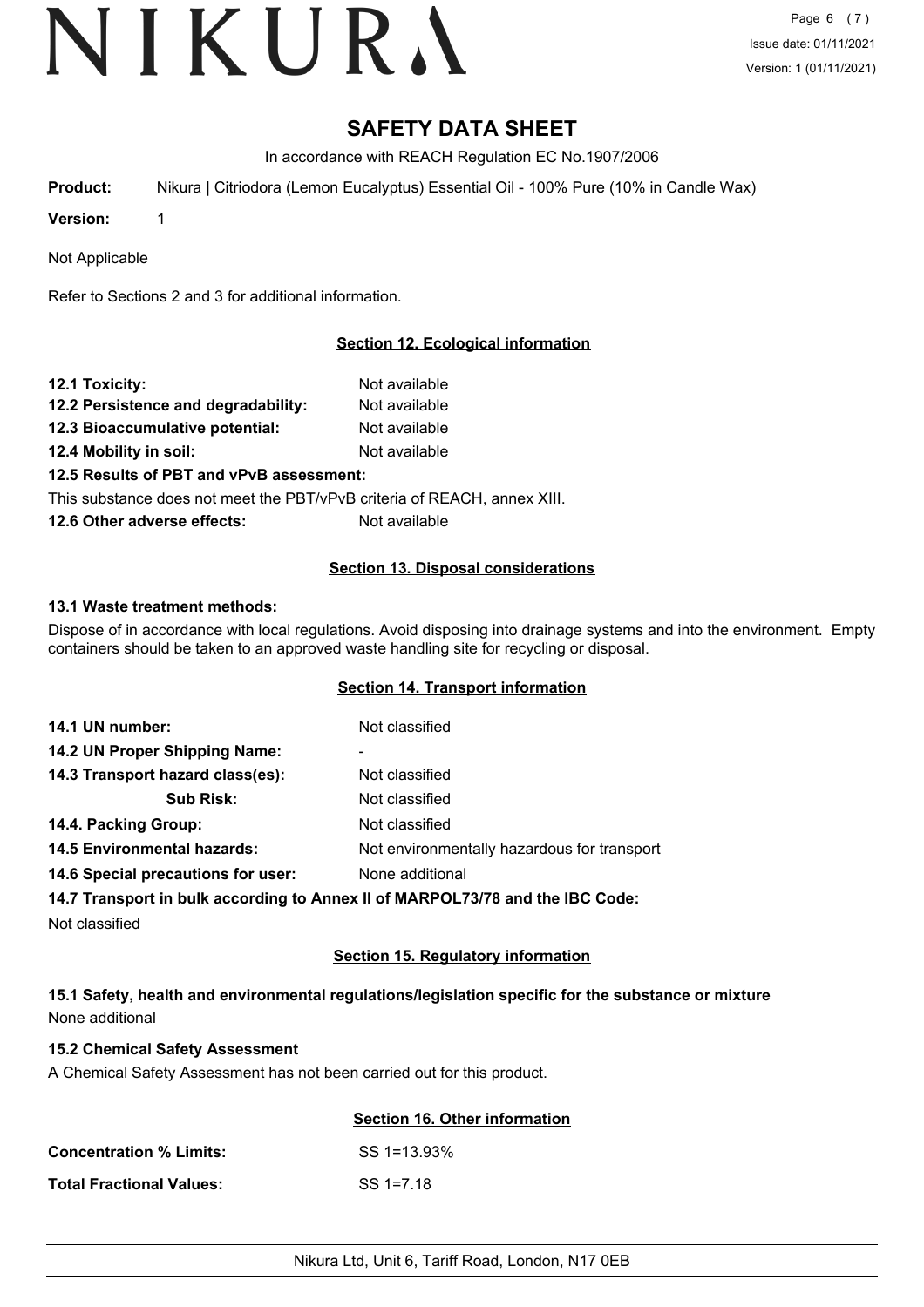# SAFETY DATA SHEET

In accordance with REACH Regulation EC No.1907/2006

**Product:** Nikura | Citriodora (Lemon Eucalyptus) Essential Oil - 100% Pure (10% in Candle Wax)

**Version:** 1

Not Applicable

Refer to Sections 2 and 3 for additional information.

## Section 12. Ecological information

**12.1 Toxicity:** Not available

**12.2 Persistence and degradability:** Not available

**12.3 Bioaccumulative potential:** Not available

**12.4 Mobility in soil:** Not available

**12.5 Results of PBT and vPvB assessment:**

This substance does not meet the PBT/vPvB criteria of REACH, annex XIII.

**12.6 Other adverse effects:** Not available

## Section 13. Disposal considerations

**13.1 Waste treatment methods:**

Dispose of in accordance with local regulations. Avoid disposing into drainage systems and into the environment. Empty containers should be taken to an approved waste handling site for recycling or disposal.

## Section 14. Transport information

**14.1 UN number:** Not classified

**14.2 UN Proper Shipping Name:** -

**14.3 Transport hazard class(es):** Not classified

**Sub Risk:** Not classified

**14.4. Packing Group:** Not classified

**14.5 Environmental hazards:** Not environmentally hazardous for transport

**14.6 Special precautions for user:** None additional

**14.7 Transport in bulk according to Annex II of MARPOL73/78 and the IBC Code:**

Not classified

## Section 15. Regulatory information

**15.1 Safety, health and environmental regulations/legislation specific for the substance or mixture**

None additional

**15.2 Chemical Safety Assessment**

A Chemical Safety Assessment has not been carried out for this product.

## Section 16. Other information

**Concentration % Limits:** SS 1=13.93%

**Total Fractional Values:** SS 1=7.18

Nikura Ltd, Unit 6, Tariff Road, London, N17 0EB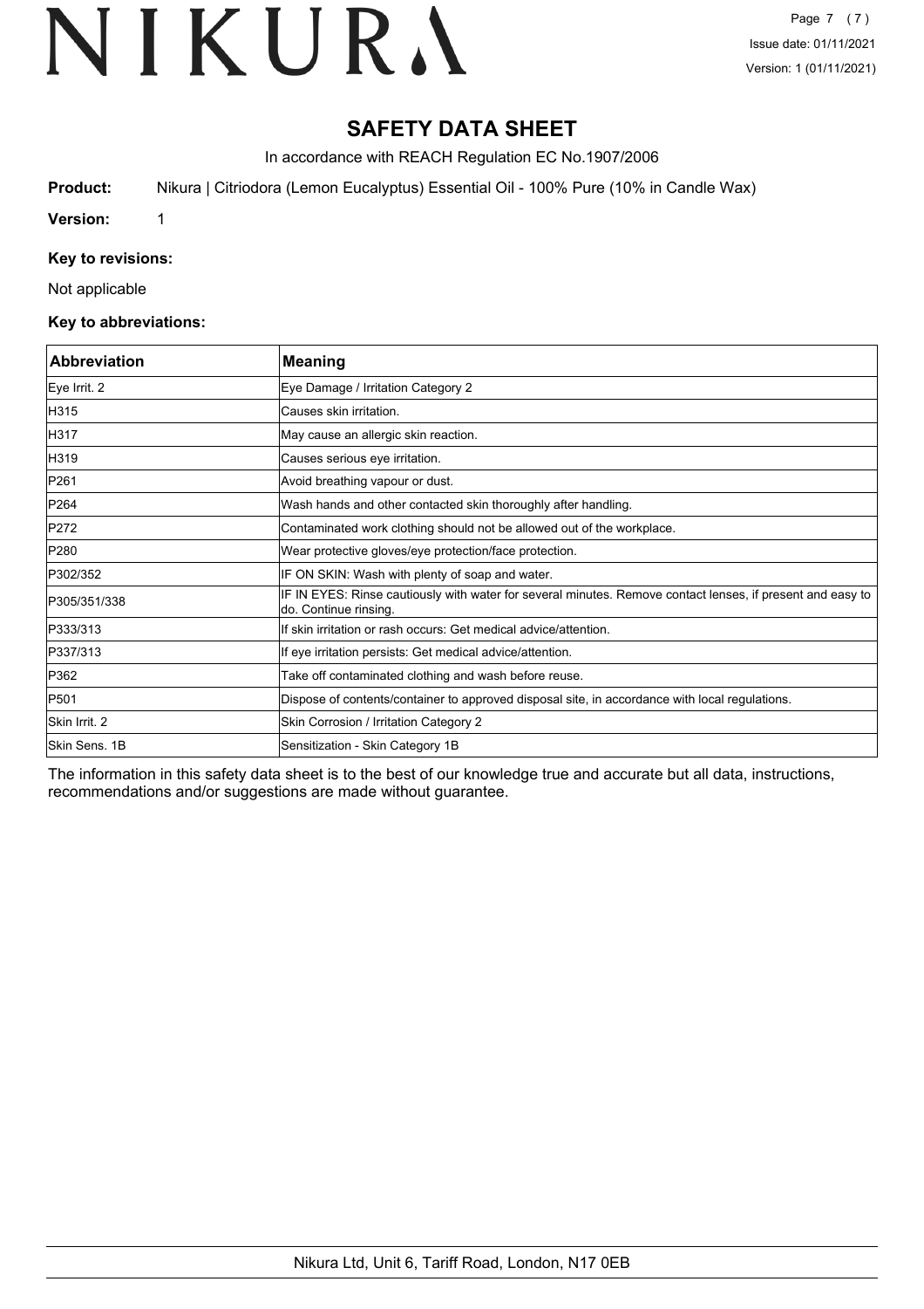# SAFETY DATA SHEET

In accordance with REACH Regulation EC No.1907/2006

**Product:** Nikura | Citriodora (Lemon Eucalyptus) Essential Oil - 100% Pure (10% in Candle Wax)

**Version:** 1

**Key to revisions:**

Not applicable

**Key to abbreviations:**

| Abbreviation | Meaning |
|---|---|
| Eye Irrit. 2 | Eye Damage / Irritation Category 2 |
| H315 | Causes skin irritation. |
| H317 | May cause an allergic skin reaction. |
| H319 | Causes serious eye irritation. |
| P261 | Avoid breathing vapour or dust. |
| P264 | Wash hands and other contacted skin thoroughly after handling. |
| P272 | Contaminated work clothing should not be allowed out of the workplace. |
| P280 | Wear protective gloves/eye protection/face protection. |
| P302/352 | IF ON SKIN: Wash with plenty of soap and water. |
| P305/351/338 | IF IN EYES: Rinse cautiously with water for several minutes. Remove contact lenses, if present and easy to do. Continue rinsing. |
| P333/313 | If skin irritation or rash occurs: Get medical advice/attention. |
| P337/313 | If eye irritation persists: Get medical advice/attention. |
| P362 | Take off contaminated clothing and wash before reuse. |
| P501 | Dispose of contents/container to approved disposal site, in accordance with local regulations. |
| Skin Irrit. 2 | Skin Corrosion / Irritation Category 2 |
| Skin Sens. 1B | Sensitization - Skin Category 1B |

The information in this safety data sheet is to the best of our knowledge true and accurate but all data, instructions, recommendations and/or suggestions are made without guarantee.